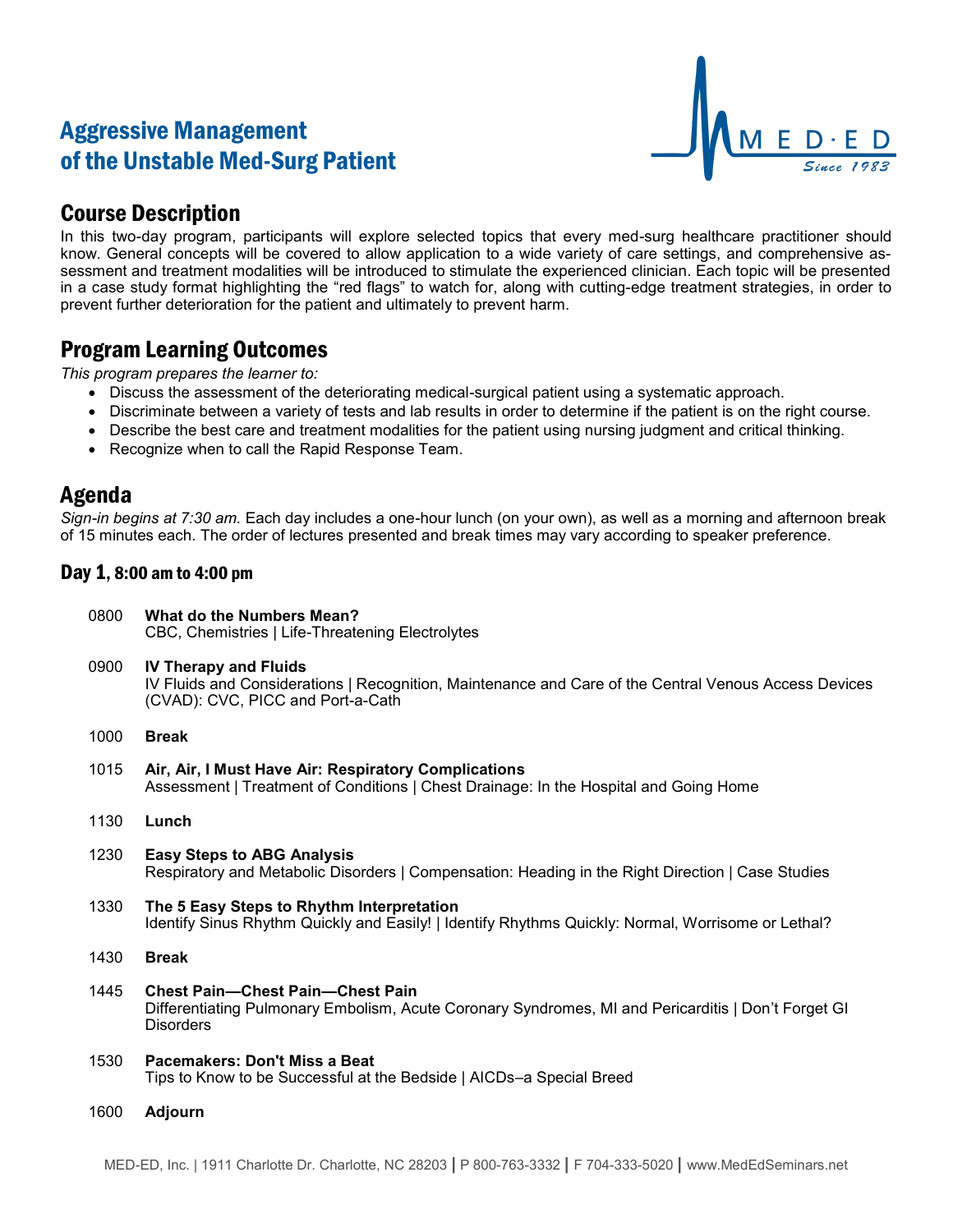# Aggressive Management of the Unstable Med-Surg Patient

MED·ED
*Since 1983*

## Course Description

In this two-day program, participants will explore selected topics that every med-surg healthcare practitioner should know. General concepts will be covered to allow application to a wide variety of care settings, and comprehensive assessment and treatment modalities will be introduced to stimulate the experienced clinician. Each topic will be presented in a case study format highlighting the "red flags" to watch for, along with cutting-edge treatment strategies, in order to prevent further deterioration for the patient and ultimately to prevent harm.

## Program Learning Outcomes

*This program prepares the learner to:*

- Discuss the assessment of the deteriorating medical-surgical patient using a systematic approach.
- Discriminate between a variety of tests and lab results in order to determine if the patient is on the right course.
- Describe the best care and treatment modalities for the patient using nursing judgment and critical thinking.
- Recognize when to call the Rapid Response Team.

## Agenda

*Sign-in begins at 7:30 am.* Each day includes a one-hour lunch (on your own), as well as a morning and afternoon break of 15 minutes each. The order of lectures presented and break times may vary according to speaker preference.

### Day 1, 8:00 am to 4:00 pm

0800 **What do the Numbers Mean?**
CBC, Chemistries | Life-Threatening Electrolytes

0900 **IV Therapy and Fluids**
IV Fluids and Considerations | Recognition, Maintenance and Care of the Central Venous Access Devices (CVAD): CVC, PICC and Port-a-Cath

1000 **Break**

1015 **Air, Air, I Must Have Air: Respiratory Complications**
Assessment | Treatment of Conditions | Chest Drainage: In the Hospital and Going Home

1130 **Lunch**

1230 **Easy Steps to ABG Analysis**
Respiratory and Metabolic Disorders | Compensation: Heading in the Right Direction | Case Studies

1330 **The 5 Easy Steps to Rhythm Interpretation**
Identify Sinus Rhythm Quickly and Easily! | Identify Rhythms Quickly: Normal, Worrisome or Lethal?

1430 **Break**

1445 **Chest Pain—Chest Pain—Chest Pain**
Differentiating Pulmonary Embolism, Acute Coronary Syndromes, MI and Pericarditis | Don't Forget GI Disorders

1530 **Pacemakers: Don't Miss a Beat**
Tips to Know to be Successful at the Bedside | AICDs–a Special Breed

1600 **Adjourn**

MED-ED, Inc. | 1911 Charlotte Dr. Charlotte, NC 28203 | P 800-763-3332 | F 704-333-5020 | www.MedEdSeminars.net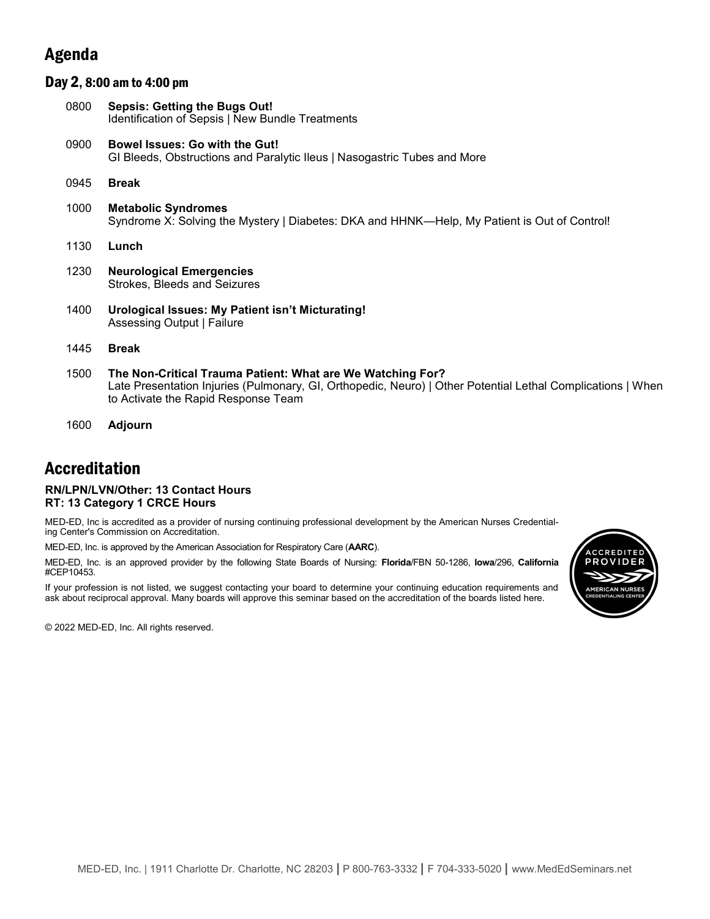# Agenda

## Day 2, 8:00 am to 4:00 pm

0800 **Sepsis: Getting the Bugs Out!**
Identification of Sepsis | New Bundle Treatments

0900 **Bowel Issues: Go with the Gut!**
GI Bleeds, Obstructions and Paralytic Ileus | Nasogastric Tubes and More

0945 **Break**

1000 **Metabolic Syndromes**
Syndrome X: Solving the Mystery | Diabetes: DKA and HHNK—Help, My Patient is Out of Control!

1130 **Lunch**

1230 **Neurological Emergencies**
Strokes, Bleeds and Seizures

1400 **Urological Issues: My Patient isn't Micturating!**
Assessing Output | Failure

1445 **Break**

1500 **The Non-Critical Trauma Patient: What are We Watching For?**
Late Presentation Injuries (Pulmonary, GI, Orthopedic, Neuro) | Other Potential Lethal Complications | When to Activate the Rapid Response Team

1600 **Adjourn**

# Accreditation

**RN/LPN/LVN/Other: 13 Contact Hours**
**RT: 13 Category 1 CRCE Hours**

MED-ED, Inc is accredited as a provider of nursing continuing professional development by the American Nurses Credentialing Center's Commission on Accreditation.

MED-ED, Inc. is approved by the American Association for Respiratory Care (**AARC**).

MED-ED, Inc. is an approved provider by the following State Boards of Nursing: **Florida**/FBN 50-1286, **Iowa**/296, **California** #CEP10453.

If your profession is not listed, we suggest contacting your board to determine your continuing education requirements and ask about reciprocal approval. Many boards will approve this seminar based on the accreditation of the boards listed here.

ACCREDITED PROVIDER
AMERICAN NURSES CREDENTIALING CENTER

© 2022 MED-ED, Inc. All rights reserved.

MED-ED, Inc. | 1911 Charlotte Dr. Charlotte, NC 28203 | P 800-763-3332 | F 704-333-5020 | www.MedEdSeminars.net